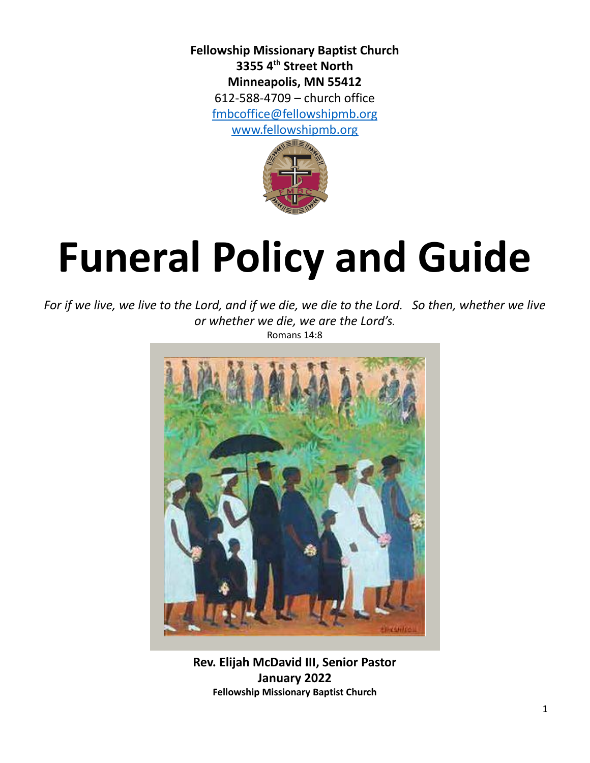**Fellowship Missionary Baptist Church**
**3355 4th Street North**
**Minneapolis, MN 55412**
612-588-4709 – church office
[fmbcoffice@fellowshipmb.org](mailto:fmbcoffice@fellowshipmb.org)
[www.fellowshipmb.org](http://www.fellowshipmb.org)

# Funeral Policy and Guide

*For if we live, we live to the Lord, and if we die, we die to the Lord. So then, whether we live or whether we die, we are the Lord's.*
Romans 14:8

**Rev. Elijah McDavid III, Senior Pastor**
**January 2022**
**Fellowship Missionary Baptist Church**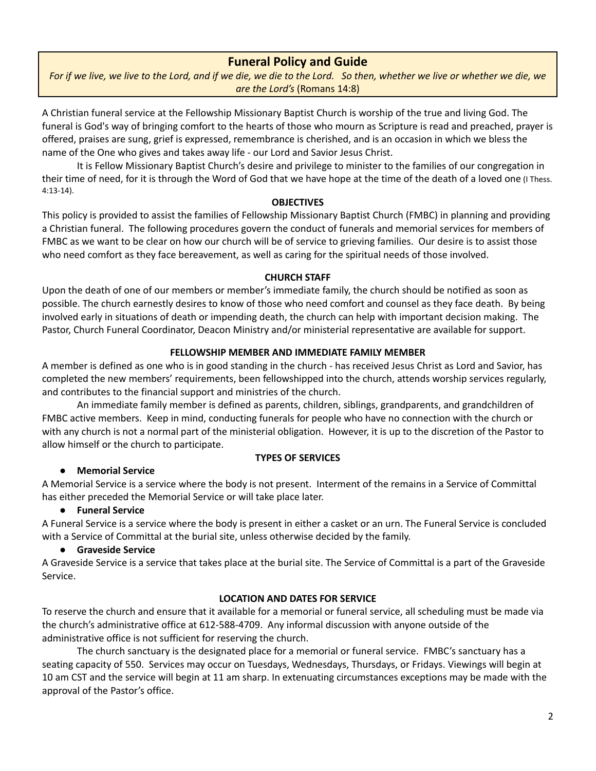# Funeral Policy and Guide

*For if we live, we live to the Lord, and if we die, we die to the Lord. So then, whether we live or whether we die, we are the Lord's* (Romans 14:8)

A Christian funeral service at the Fellowship Missionary Baptist Church is worship of the true and living God. The funeral is God's way of bringing comfort to the hearts of those who mourn as Scripture is read and preached, prayer is offered, praises are sung, grief is expressed, remembrance is cherished, and is an occasion in which we bless the name of the One who gives and takes away life - our Lord and Savior Jesus Christ.

It is Fellow Missionary Baptist Church's desire and privilege to minister to the families of our congregation in their time of need, for it is through the Word of God that we have hope at the time of the death of a loved one (I Thess. 4:13-14).

## OBJECTIVES

This policy is provided to assist the families of Fellowship Missionary Baptist Church (FMBC) in planning and providing a Christian funeral. The following procedures govern the conduct of funerals and memorial services for members of FMBC as we want to be clear on how our church will be of service to grieving families. Our desire is to assist those who need comfort as they face bereavement, as well as caring for the spiritual needs of those involved.

## CHURCH STAFF

Upon the death of one of our members or member's immediate family, the church should be notified as soon as possible. The church earnestly desires to know of those who need comfort and counsel as they face death. By being involved early in situations of death or impending death, the church can help with important decision making. The Pastor, Church Funeral Coordinator, Deacon Ministry and/or ministerial representative are available for support.

## FELLOWSHIP MEMBER AND IMMEDIATE FAMILY MEMBER

A member is defined as one who is in good standing in the church - has received Jesus Christ as Lord and Savior, has completed the new members' requirements, been fellowshipped into the church, attends worship services regularly, and contributes to the financial support and ministries of the church.

An immediate family member is defined as parents, children, siblings, grandparents, and grandchildren of FMBC active members. Keep in mind, conducting funerals for people who have no connection with the church or with any church is not a normal part of the ministerial obligation. However, it is up to the discretion of the Pastor to allow himself or the church to participate.

## TYPES OF SERVICES

- **Memorial Service**

A Memorial Service is a service where the body is not present. Interment of the remains in a Service of Committal has either preceded the Memorial Service or will take place later.

- **Funeral Service**

A Funeral Service is a service where the body is present in either a casket or an urn. The Funeral Service is concluded with a Service of Committal at the burial site, unless otherwise decided by the family.

- **Graveside Service**

A Graveside Service is a service that takes place at the burial site. The Service of Committal is a part of the Graveside Service.

## LOCATION AND DATES FOR SERVICE

To reserve the church and ensure that it available for a memorial or funeral service, all scheduling must be made via the church's administrative office at 612-588-4709. Any informal discussion with anyone outside of the administrative office is not sufficient for reserving the church.

The church sanctuary is the designated place for a memorial or funeral service. FMBC's sanctuary has a seating capacity of 550. Services may occur on Tuesdays, Wednesdays, Thursdays, or Fridays. Viewings will begin at 10 am CST and the service will begin at 11 am sharp. In extenuating circumstances exceptions may be made with the approval of the Pastor's office.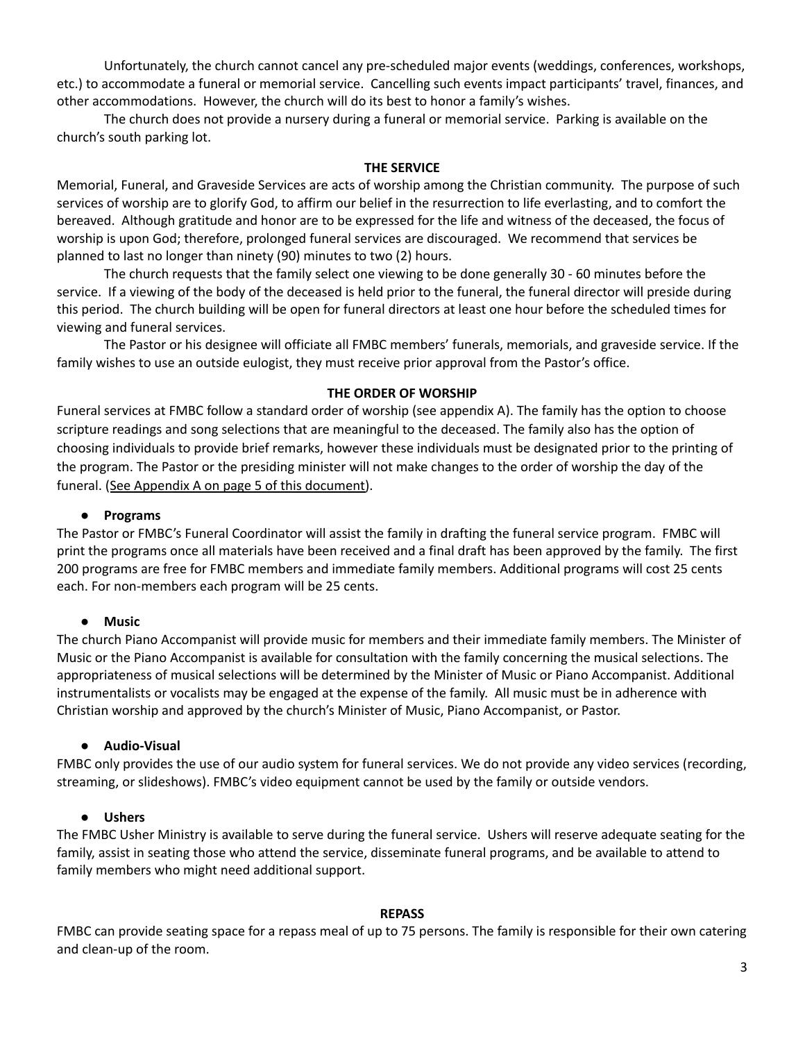Unfortunately, the church cannot cancel any pre-scheduled major events (weddings, conferences, workshops, etc.) to accommodate a funeral or memorial service. Cancelling such events impact participants' travel, finances, and other accommodations. However, the church will do its best to honor a family's wishes.

The church does not provide a nursery during a funeral or memorial service. Parking is available on the church's south parking lot.

## THE SERVICE

Memorial, Funeral, and Graveside Services are acts of worship among the Christian community. The purpose of such services of worship are to glorify God, to affirm our belief in the resurrection to life everlasting, and to comfort the bereaved. Although gratitude and honor are to be expressed for the life and witness of the deceased, the focus of worship is upon God; therefore, prolonged funeral services are discouraged. We recommend that services be planned to last no longer than ninety (90) minutes to two (2) hours.

The church requests that the family select one viewing to be done generally 30 - 60 minutes before the service. If a viewing of the body of the deceased is held prior to the funeral, the funeral director will preside during this period. The church building will be open for funeral directors at least one hour before the scheduled times for viewing and funeral services.

The Pastor or his designee will officiate all FMBC members' funerals, memorials, and graveside service. If the family wishes to use an outside eulogist, they must receive prior approval from the Pastor's office.

## THE ORDER OF WORSHIP

Funeral services at FMBC follow a standard order of worship (see appendix A). The family has the option to choose scripture readings and song selections that are meaningful to the deceased. The family also has the option of choosing individuals to provide brief remarks, however these individuals must be designated prior to the printing of the program. The Pastor or the presiding minister will not make changes to the order of worship the day of the funeral. (See Appendix A on page 5 of this document).

- **Programs**

The Pastor or FMBC's Funeral Coordinator will assist the family in drafting the funeral service program. FMBC will print the programs once all materials have been received and a final draft has been approved by the family. The first 200 programs are free for FMBC members and immediate family members. Additional programs will cost 25 cents each. For non-members each program will be 25 cents.

- **Music**

The church Piano Accompanist will provide music for members and their immediate family members. The Minister of Music or the Piano Accompanist is available for consultation with the family concerning the musical selections. The appropriateness of musical selections will be determined by the Minister of Music or Piano Accompanist. Additional instrumentalists or vocalists may be engaged at the expense of the family. All music must be in adherence with Christian worship and approved by the church's Minister of Music, Piano Accompanist, or Pastor.

- **Audio-Visual**

FMBC only provides the use of our audio system for funeral services. We do not provide any video services (recording, streaming, or slideshows). FMBC's video equipment cannot be used by the family or outside vendors.

- **Ushers**

The FMBC Usher Ministry is available to serve during the funeral service. Ushers will reserve adequate seating for the family, assist in seating those who attend the service, disseminate funeral programs, and be available to attend to family members who might need additional support.

## REPASS

FMBC can provide seating space for a repass meal of up to 75 persons. The family is responsible for their own catering and clean-up of the room.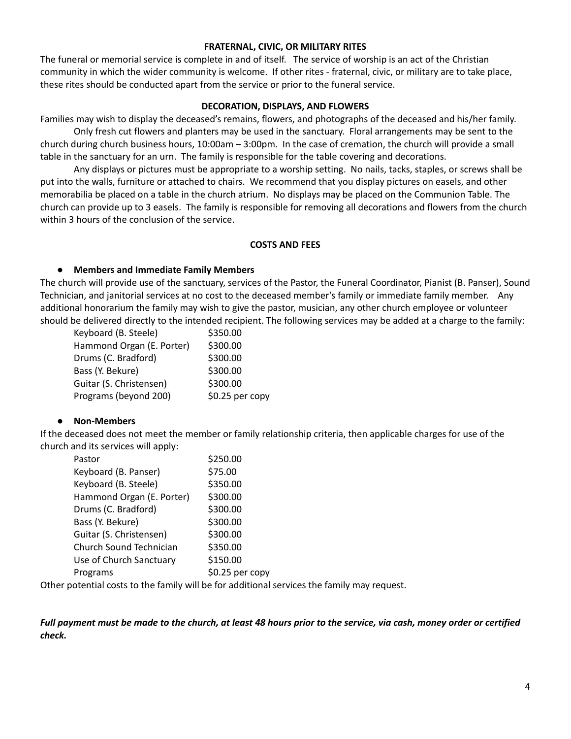### FRATERNAL, CIVIC, OR MILITARY RITES

The funeral or memorial service is complete in and of itself. The service of worship is an act of the Christian community in which the wider community is welcome. If other rites - fraternal, civic, or military are to take place, these rites should be conducted apart from the service or prior to the funeral service.

### DECORATION, DISPLAYS, AND FLOWERS

Families may wish to display the deceased's remains, flowers, and photographs of the deceased and his/her family.

Only fresh cut flowers and planters may be used in the sanctuary. Floral arrangements may be sent to the church during church business hours, 10:00am – 3:00pm. In the case of cremation, the church will provide a small table in the sanctuary for an urn. The family is responsible for the table covering and decorations.

Any displays or pictures must be appropriate to a worship setting. No nails, tacks, staples, or screws shall be put into the walls, furniture or attached to chairs. We recommend that you display pictures on easels, and other memorabilia be placed on a table in the church atrium. No displays may be placed on the Communion Table. The church can provide up to 3 easels. The family is responsible for removing all decorations and flowers from the church within 3 hours of the conclusion of the service.

### COSTS AND FEES

- **Members and Immediate Family Members**

The church will provide use of the sanctuary, services of the Pastor, the Funeral Coordinator, Pianist (B. Panser), Sound Technician, and janitorial services at no cost to the deceased member's family or immediate family member. Any additional honorarium the family may wish to give the pastor, musician, any other church employee or volunteer should be delivered directly to the intended recipient. The following services may be added at a charge to the family:

| Service | Cost |
|---|---|
| Keyboard (B. Steele) | $350.00 |
| Hammond Organ (E. Porter) | $300.00 |
| Drums (C. Bradford) | $300.00 |
| Bass (Y. Bekure) | $300.00 |
| Guitar (S. Christensen) | $300.00 |
| Programs (beyond 200) | $0.25 per copy |

- **Non-Members**

If the deceased does not meet the member or family relationship criteria, then applicable charges for use of the church and its services will apply:

| Service | Cost |
|---|---|
| Pastor | $250.00 |
| Keyboard (B. Panser) | $75.00 |
| Keyboard (B. Steele) | $350.00 |
| Hammond Organ (E. Porter) | $300.00 |
| Drums (C. Bradford) | $300.00 |
| Bass (Y. Bekure) | $300.00 |
| Guitar (S. Christensen) | $300.00 |
| Church Sound Technician | $350.00 |
| Use of Church Sanctuary | $150.00 |
| Programs | $0.25 per copy |

Other potential costs to the family will be for additional services the family may request.

***Full payment must be made to the church, at least 48 hours prior to the service, via cash, money order or certified check.***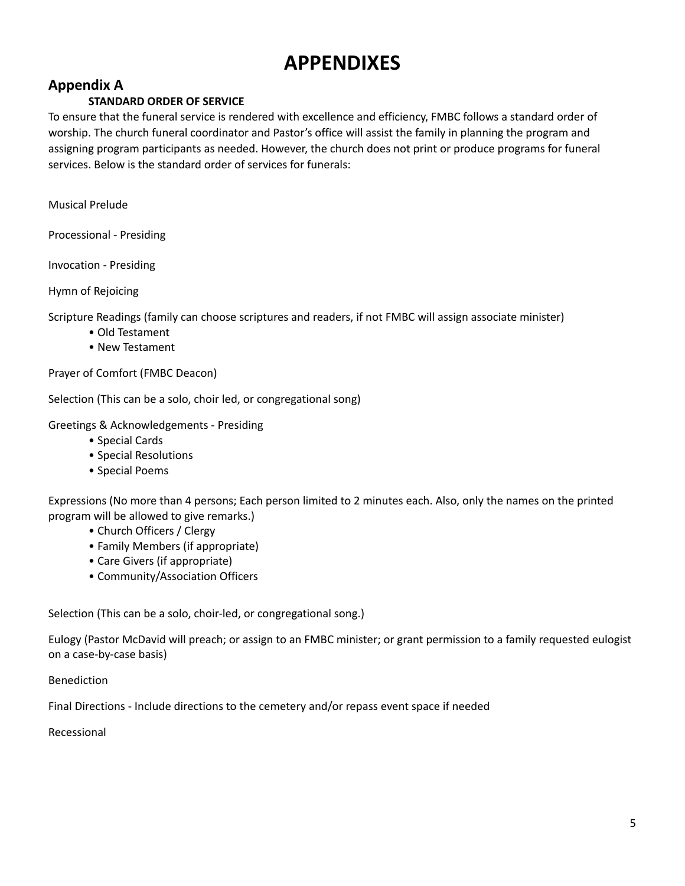# APPENDIXES

## Appendix A

### STANDARD ORDER OF SERVICE

To ensure that the funeral service is rendered with excellence and efficiency, FMBC follows a standard order of worship. The church funeral coordinator and Pastor's office will assist the family in planning the program and assigning program participants as needed. However, the church does not print or produce programs for funeral services. Below is the standard order of services for funerals:

Musical Prelude

Processional - Presiding

Invocation - Presiding

Hymn of Rejoicing

Scripture Readings (family can choose scriptures and readers, if not FMBC will assign associate minister)

- Old Testament
- New Testament

Prayer of Comfort (FMBC Deacon)

Selection (This can be a solo, choir led, or congregational song)

Greetings & Acknowledgements - Presiding

- Special Cards
- Special Resolutions
- Special Poems

Expressions (No more than 4 persons; Each person limited to 2 minutes each. Also, only the names on the printed program will be allowed to give remarks.)

- Church Officers / Clergy
- Family Members (if appropriate)
- Care Givers (if appropriate)
- Community/Association Officers

Selection (This can be a solo, choir-led, or congregational song.)

Eulogy (Pastor McDavid will preach; or assign to an FMBC minister; or grant permission to a family requested eulogist on a case-by-case basis)

Benediction

Final Directions - Include directions to the cemetery and/or repass event space if needed

Recessional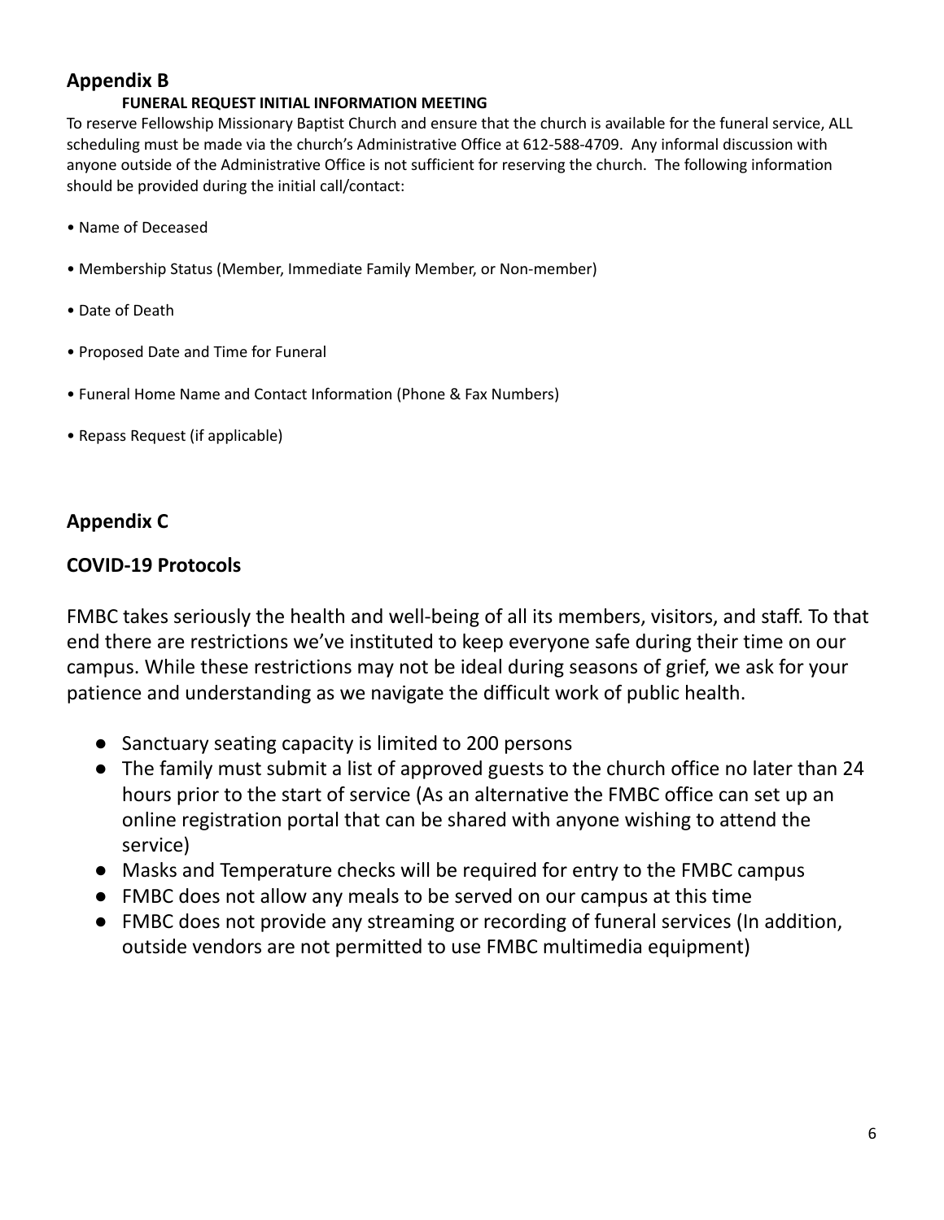## Appendix B

### FUNERAL REQUEST INITIAL INFORMATION MEETING

To reserve Fellowship Missionary Baptist Church and ensure that the church is available for the funeral service, ALL scheduling must be made via the church's Administrative Office at 612-588-4709. Any informal discussion with anyone outside of the Administrative Office is not sufficient for reserving the church. The following information should be provided during the initial call/contact:

- Name of Deceased
- Membership Status (Member, Immediate Family Member, or Non-member)
- Date of Death
- Proposed Date and Time for Funeral
- Funeral Home Name and Contact Information (Phone & Fax Numbers)
- Repass Request (if applicable)

## Appendix C

## COVID-19 Protocols

FMBC takes seriously the health and well-being of all its members, visitors, and staff. To that end there are restrictions we've instituted to keep everyone safe during their time on our campus. While these restrictions may not be ideal during seasons of grief, we ask for your patience and understanding as we navigate the difficult work of public health.

- Sanctuary seating capacity is limited to 200 persons
- The family must submit a list of approved guests to the church office no later than 24 hours prior to the start of service (As an alternative the FMBC office can set up an online registration portal that can be shared with anyone wishing to attend the service)
- Masks and Temperature checks will be required for entry to the FMBC campus
- FMBC does not allow any meals to be served on our campus at this time
- FMBC does not provide any streaming or recording of funeral services (In addition, outside vendors are not permitted to use FMBC multimedia equipment)